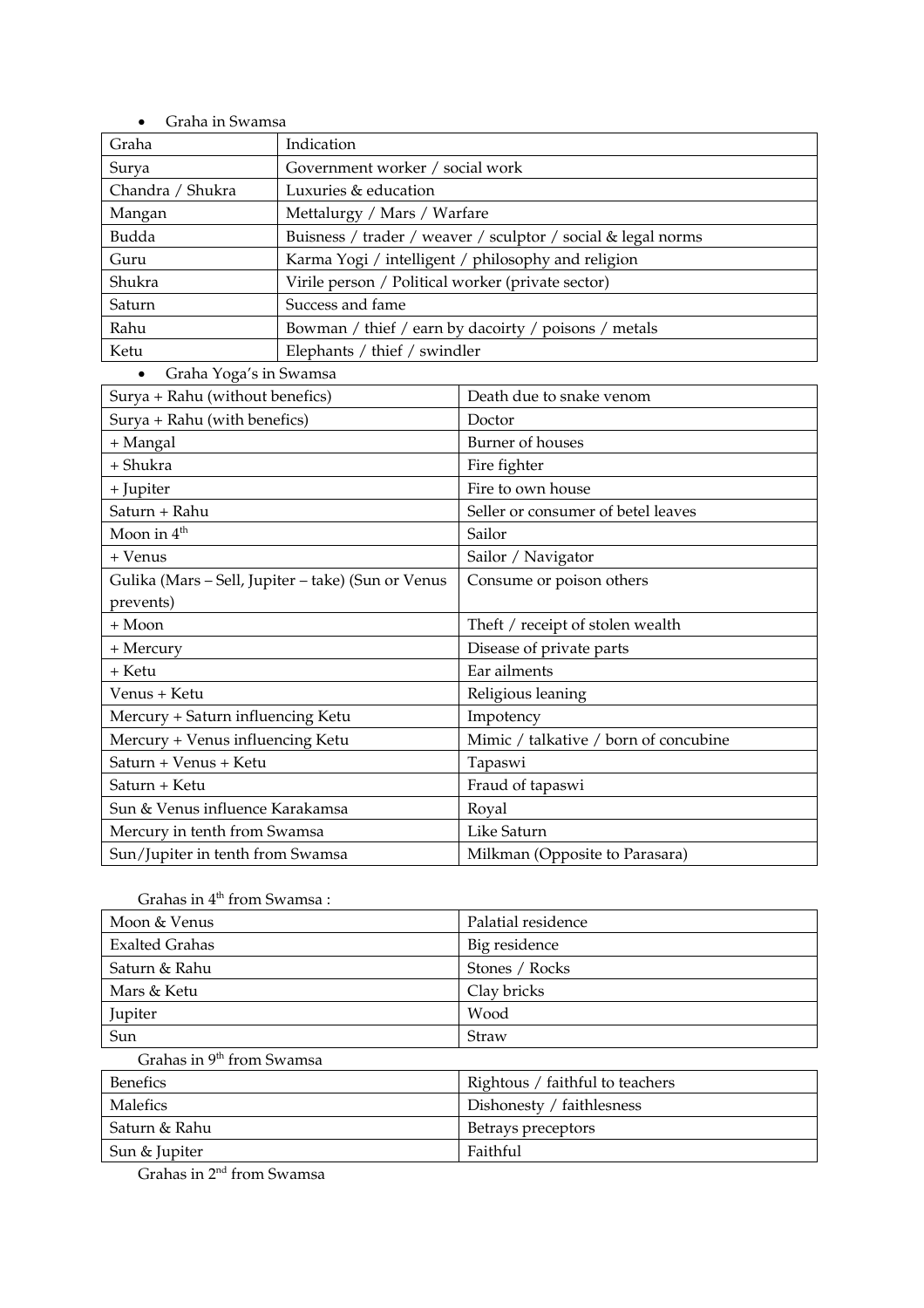- Graha in Swamsa

| Graha | Indication |
| --- | --- |
| Surya | Government worker / social work |
| Chandra / Shukra | Luxuries & education |
| Mangan | Mettalurgy / Mars / Warfare |
| Budda | Buisness / trader / weaver / sculptor / social & legal norms |
| Guru | Karma Yogi / intelligent / philosophy and religion |
| Shukra | Virile person / Political worker (private sector) |
| Saturn | Success and fame |
| Rahu | Bowman / thief / earn by dacoirty / poisons / metals |
| Ketu | Elephants / thief / swindler |

- Graha Yoga's in Swamsa

| | |
| --- | --- |
| Surya + Rahu (without benefics) | Death due to snake venom |
| Surya + Rahu (with benefics) | Doctor |
| + Mangal | Burner of houses |
| + Shukra | Fire fighter |
| + Jupiter | Fire to own house |
| Saturn + Rahu | Seller or consumer of betel leaves |
| Moon in 4th | Sailor |
| + Venus | Sailor / Navigator |
| Gulika (Mars – Sell, Jupiter – take) (Sun or Venus prevents) | Consume or poison others |
| + Moon | Theft / receipt of stolen wealth |
| + Mercury | Disease of private parts |
| + Ketu | Ear ailments |
| Venus + Ketu | Religious leaning |
| Mercury + Saturn influencing Ketu | Impotency |
| Mercury + Venus influencing Ketu | Mimic / talkative / born of concubine |
| Saturn + Venus + Ketu | Tapaswi |
| Saturn + Ketu | Fraud of tapaswi |
| Sun & Venus influence Karakamsa | Royal |
| Mercury in tenth from Swamsa | Like Saturn |
| Sun/Jupiter in tenth from Swamsa | Milkman (Opposite to Parasara) |

Grahas in 4th from Swamsa :

| | |
| --- | --- |
| Moon & Venus | Palatial residence |
| Exalted Grahas | Big residence |
| Saturn & Rahu | Stones / Rocks |
| Mars & Ketu | Clay bricks |
| Jupiter | Wood |
| Sun | Straw |

Grahas in 9th from Swamsa

| | |
| --- | --- |
| Benefics | Rightous / faithful to teachers |
| Malefics | Dishonesty / faithlesness |
| Saturn & Rahu | Betrays preceptors |
| Sun & Jupiter | Faithful |

Grahas in 2nd from Swamsa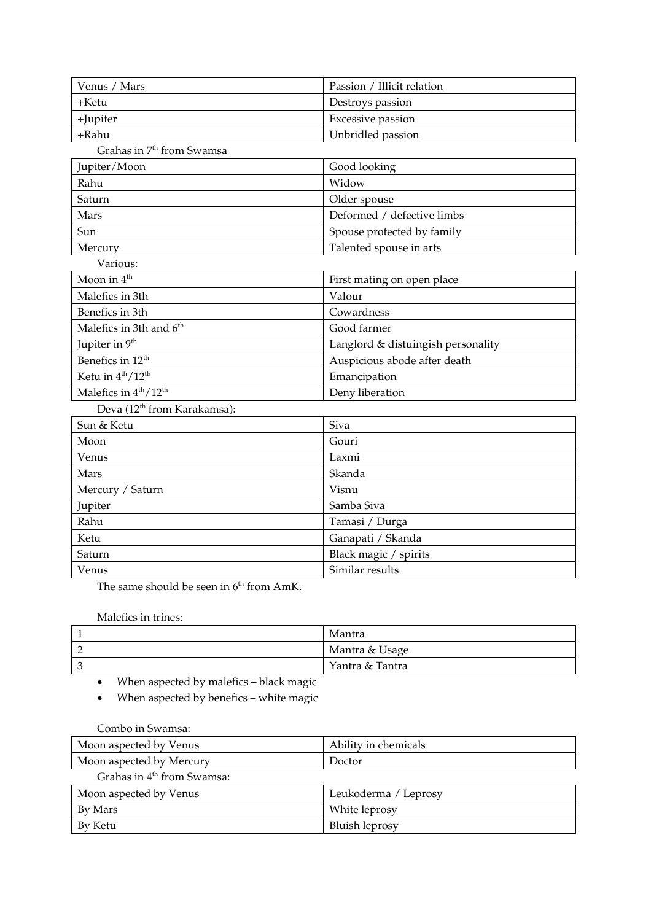| Venus / Mars | Passion / Illicit relation |
| --- | --- |
| +Ketu | Destroys passion |
| +Jupiter | Excessive passion |
| +Rahu | Unbridled passion |

Grahas in 7th from Swamsa

| Jupiter/Moon | Good looking |
| --- | --- |
| Rahu | Widow |
| Saturn | Older spouse |
| Mars | Deformed / defective limbs |
| Sun | Spouse protected by family |
| Mercury | Talented spouse in arts |

Various:

| Moon in 4th | First mating on open place |
| --- | --- |
| Malefics in 3th | Valour |
| Benefics in 3th | Cowardness |
| Malefics in 3th and 6th | Good farmer |
| Jupiter in 9th | Langlord & distuingish personality |
| Benefics in 12th | Auspicious abode after death |
| Ketu in 4th/12th | Emancipation |
| Malefics in 4th/12th | Deny liberation |

Deva (12th from Karakamsa):

| Sun & Ketu | Siva |
| --- | --- |
| Moon | Gouri |
| Venus | Laxmi |
| Mars | Skanda |
| Mercury / Saturn | Visnu |
| Jupiter | Samba Siva |
| Rahu | Tamasi / Durga |
| Ketu | Ganapati / Skanda |
| Saturn | Black magic / spirits |
| Venus | Similar results |

The same should be seen in 6th from AmK.

Malefics in trines:

| 1 | Mantra |
| --- | --- |
| 2 | Mantra & Usage |
| 3 | Yantra & Tantra |

- When aspected by malefics – black magic
- When aspected by benefics – white magic

Combo in Swamsa:

| Moon aspected by Venus | Ability in chemicals |
| --- | --- |
| Moon aspected by Mercury | Doctor |

Grahas in 4th from Swamsa:

| Moon aspected by Venus | Leukoderma / Leprosy |
| --- | --- |
| By Mars | White leprosy |
| By Ketu | Bluish leprosy |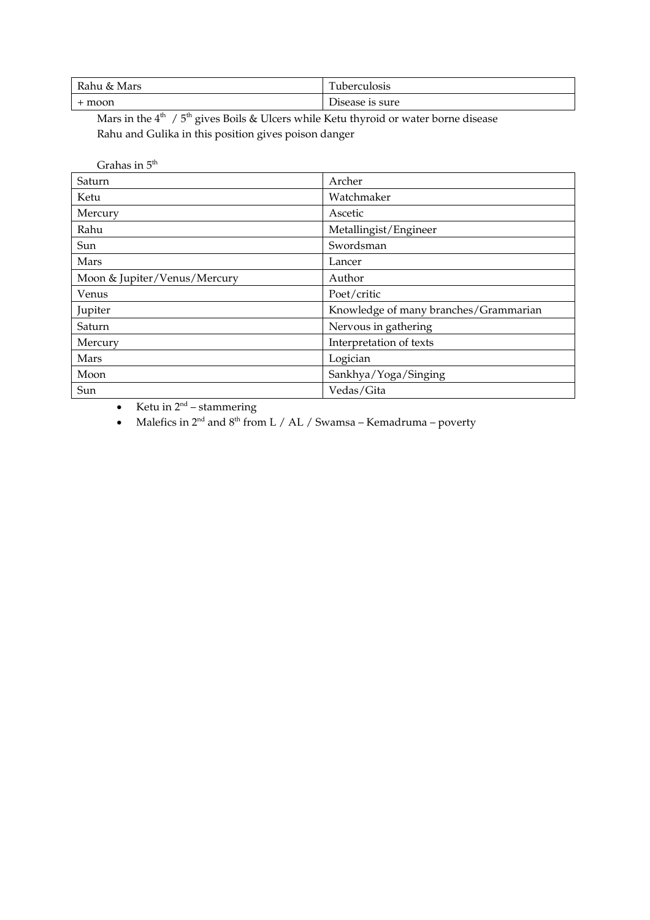| | |
|---|---|
| Rahu & Mars | Tuberculosis |
| + moon | Disease is sure |

Mars in the 4th / 5th gives Boils & Ulcers while Ketu thyroid or water borne disease
Rahu and Gulika in this position gives poison danger

Grahas in 5th

| | |
|---|---|
| Saturn | Archer |
| Ketu | Watchmaker |
| Mercury | Ascetic |
| Rahu | Metallingist/Engineer |
| Sun | Swordsman |
| Mars | Lancer |
| Moon & Jupiter/Venus/Mercury | Author |
| Venus | Poet/critic |
| Jupiter | Knowledge of many branches/Grammarian |
| Saturn | Nervous in gathering |
| Mercury | Interpretation of texts |
| Mars | Logician |
| Moon | Sankhya/Yoga/Singing |
| Sun | Vedas/Gita |

- Ketu in 2nd – stammering
- Malefics in 2nd and 8th from L / AL / Swamsa – Kemadruma – poverty